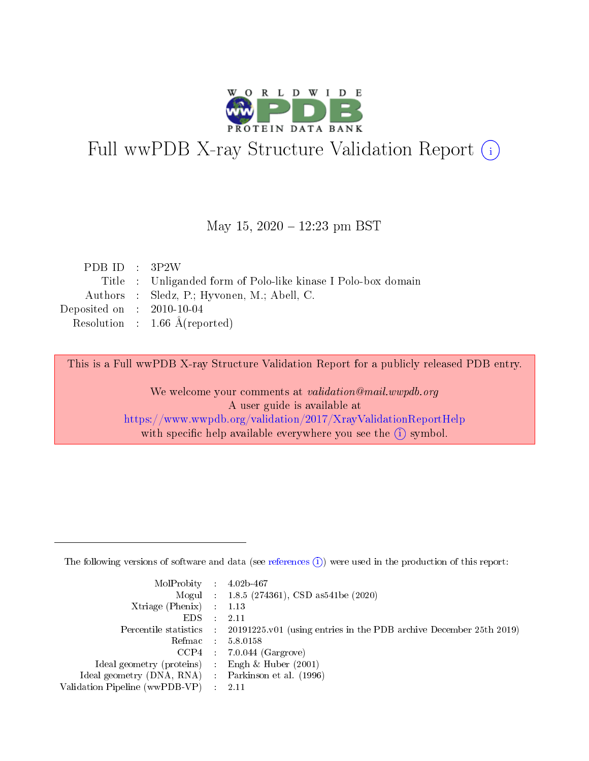# Full wwPDB X-ray Structure Validation Report (i)

May 15, 2020 – 12:23 pm BST

| | | |
|---|---|---|
| PDB ID | : | 3P2W |
| Title | : | Unliganded form of Polo-like kinase I Polo-box domain |
| Authors | : | Sledz, P.; Hyvonen, M.; Abell, C. |
| Deposited on | : | 2010-10-04 |
| Resolution | : | 1.66 Å(reported) |

This is a Full wwPDB X-ray Structure Validation Report for a publicly released PDB entry.

We welcome your comments at *validation@mail.wwpdb.org*
A user guide is available at
https://www.wwpdb.org/validation/2017/XrayValidationReportHelp
with specific help available everywhere you see the (i) symbol.

---

The following versions of software and data (see references (i)) were used in the production of this report:

| | | |
|---|---|---|
| MolProbity | : | 4.02b-467 |
| Mogul | : | 1.8.5 (274361), CSD as541be (2020) |
| Xtriage (Phenix) | : | 1.13 |
| EDS | : | 2.11 |
| Percentile statistics | : | 20191225.v01 (using entries in the PDB archive December 25th 2019) |
| Refmac | : | 5.8.0158 |
| CCP4 | : | 7.0.044 (Gargrove) |
| Ideal geometry (proteins) | : | Engh & Huber (2001) |
| Ideal geometry (DNA, RNA) | : | Parkinson et al. (1996) |
| Validation Pipeline (wwPDB-VP) | : | 2.11 |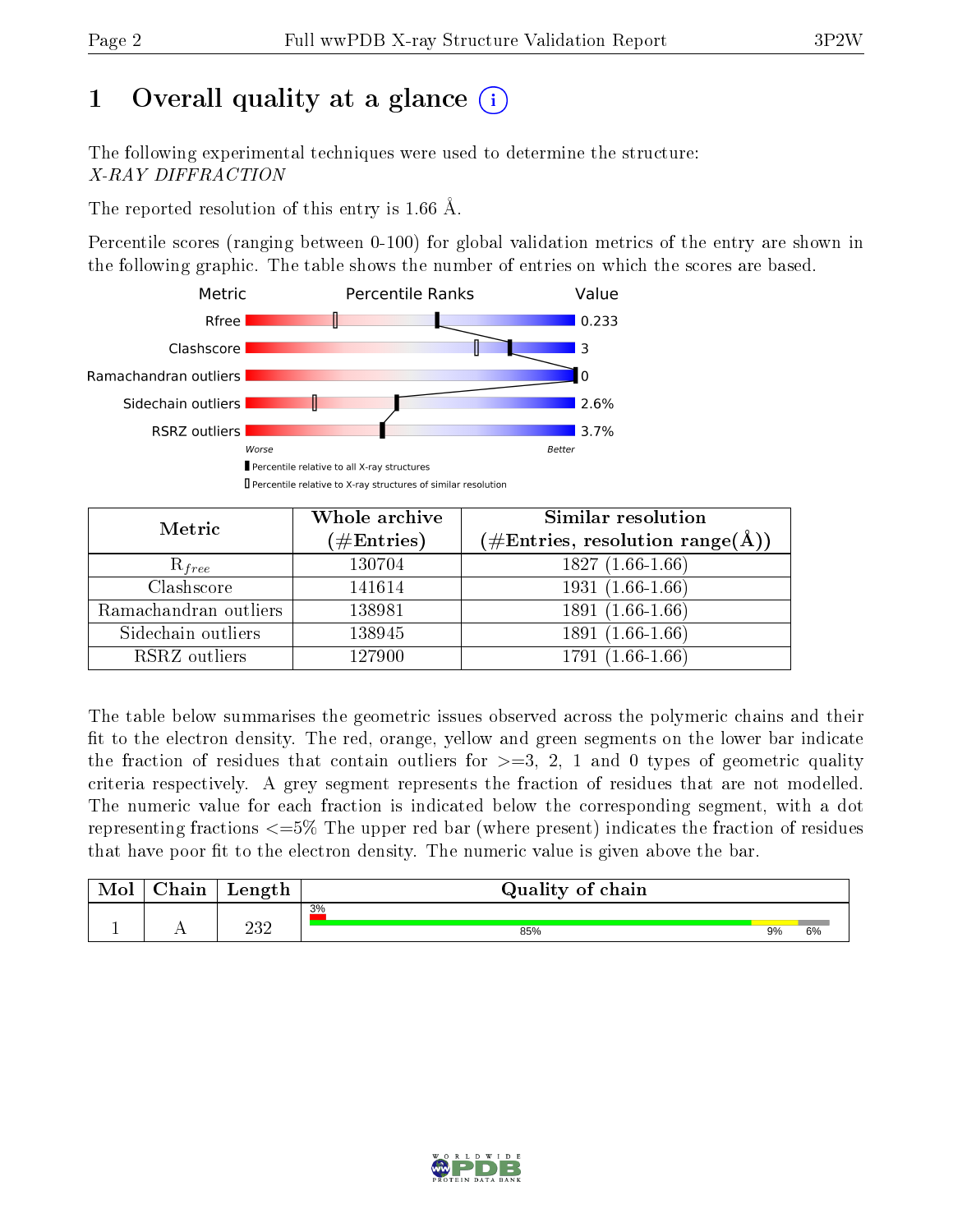# 1 Overall quality at a glance (i)

The following experimental techniques were used to determine the structure:
*X-RAY DIFFRACTION*

The reported resolution of this entry is 1.66 Å.

Percentile scores (ranging between 0-100) for global validation metrics of the entry are shown in the following graphic. The table shows the number of entries on which the scores are based.

| Metric | Value |
|---|---|
| Rfree | 0.233 |
| Clashscore | 3 |
| Ramachandran outliers | 0 |
| Sidechain outliers | 2.6% |
| RSRZ outliers | 3.7% |

| Metric | Whole archive (#Entries) | Similar resolution (#Entries, resolution range(Å)) |
|---|---|---|
| $R_{free}$ | 130704 | 1827 (1.66-1.66) |
| Clashscore | 141614 | 1931 (1.66-1.66) |
| Ramachandran outliers | 138981 | 1891 (1.66-1.66) |
| Sidechain outliers | 138945 | 1891 (1.66-1.66) |
| RSRZ outliers | 127900 | 1791 (1.66-1.66) |

The table below summarises the geometric issues observed across the polymeric chains and their fit to the electron density. The red, orange, yellow and green segments on the lower bar indicate the fraction of residues that contain outliers for >=3, 2, 1 and 0 types of geometric quality criteria respectively. A grey segment represents the fraction of residues that are not modelled. The numeric value for each fraction is indicated below the corresponding segment, with a dot representing fractions <=5% The upper red bar (where present) indicates the fraction of residues that have poor fit to the electron density. The numeric value is given above the bar.

| Mol | Chain | Length | Quality of chain |
|---|---|---|---|
| 1 | A | 232 | 3% / 85% / 9% / 6% |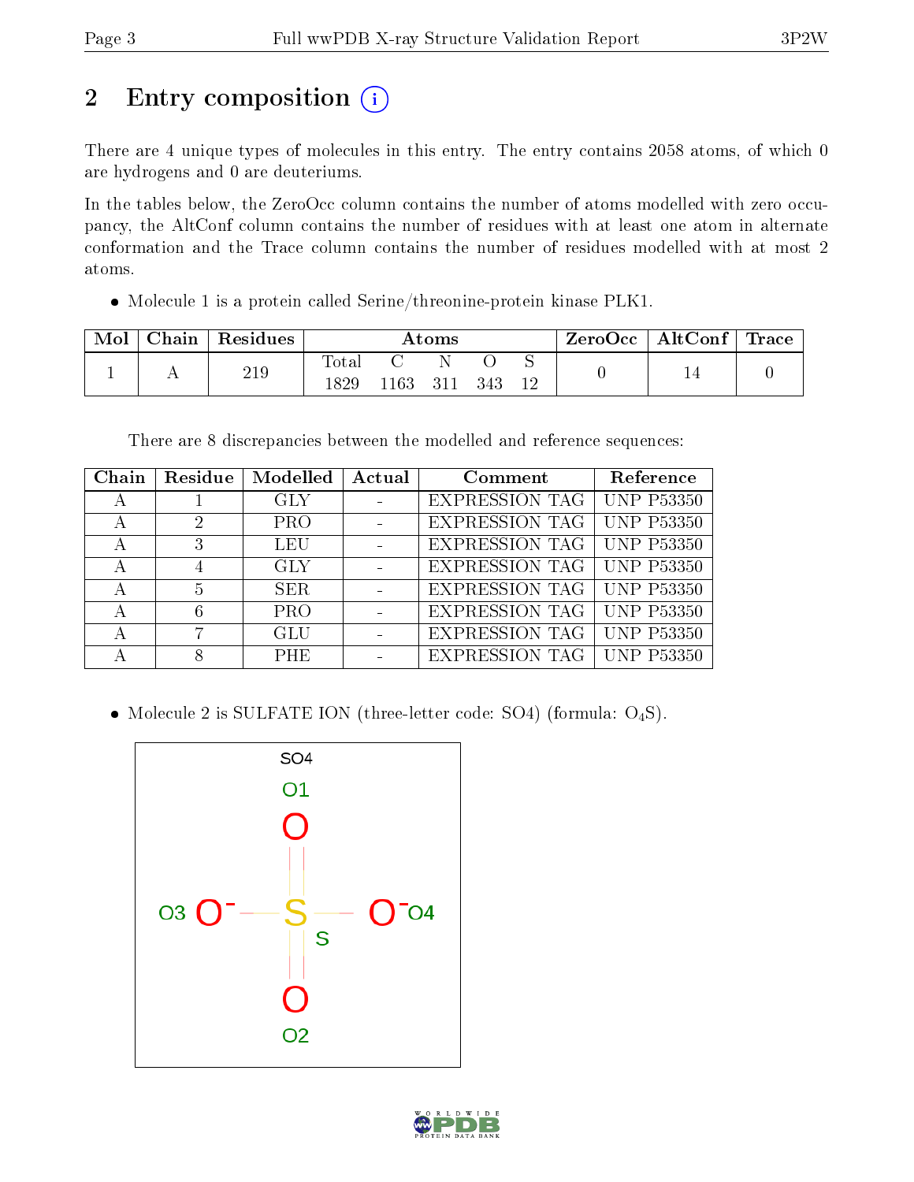## 2 Entry composition

There are 4 unique types of molecules in this entry. The entry contains 2058 atoms, of which 0 are hydrogens and 0 are deuteriums.

In the tables below, the ZeroOcc column contains the number of atoms modelled with zero occupancy, the AltConf column contains the number of residues with at least one atom in alternate conformation and the Trace column contains the number of residues modelled with at most 2 atoms.

- Molecule 1 is a protein called Serine/threonine-protein kinase PLK1.

| Mol | Chain | Residues | Atoms | | | | | ZeroOcc | AltConf | Trace |
|---|---|---|---|---|---|---|---|---|---|---|
| | | | Total | C | N | O | S | | | |
| 1 | A | 219 | 1829 | 1163 | 311 | 343 | 12 | 0 | 14 | 0 |

There are 8 discrepancies between the modelled and reference sequences:

| Chain | Residue | Modelled | Actual | Comment | Reference |
|---|---|---|---|---|---|
| A | 1 | GLY | - | EXPRESSION TAG | UNP P53350 |
| A | 2 | PRO | - | EXPRESSION TAG | UNP P53350 |
| A | 3 | LEU | - | EXPRESSION TAG | UNP P53350 |
| A | 4 | GLY | - | EXPRESSION TAG | UNP P53350 |
| A | 5 | SER | - | EXPRESSION TAG | UNP P53350 |
| A | 6 | PRO | - | EXPRESSION TAG | UNP P53350 |
| A | 7 | GLU | - | EXPRESSION TAG | UNP P53350 |
| A | 8 | PHE | - | EXPRESSION TAG | UNP P53350 |

- Molecule 2 is SULFATE ION (three-letter code: SO4) (formula: $O_4S$).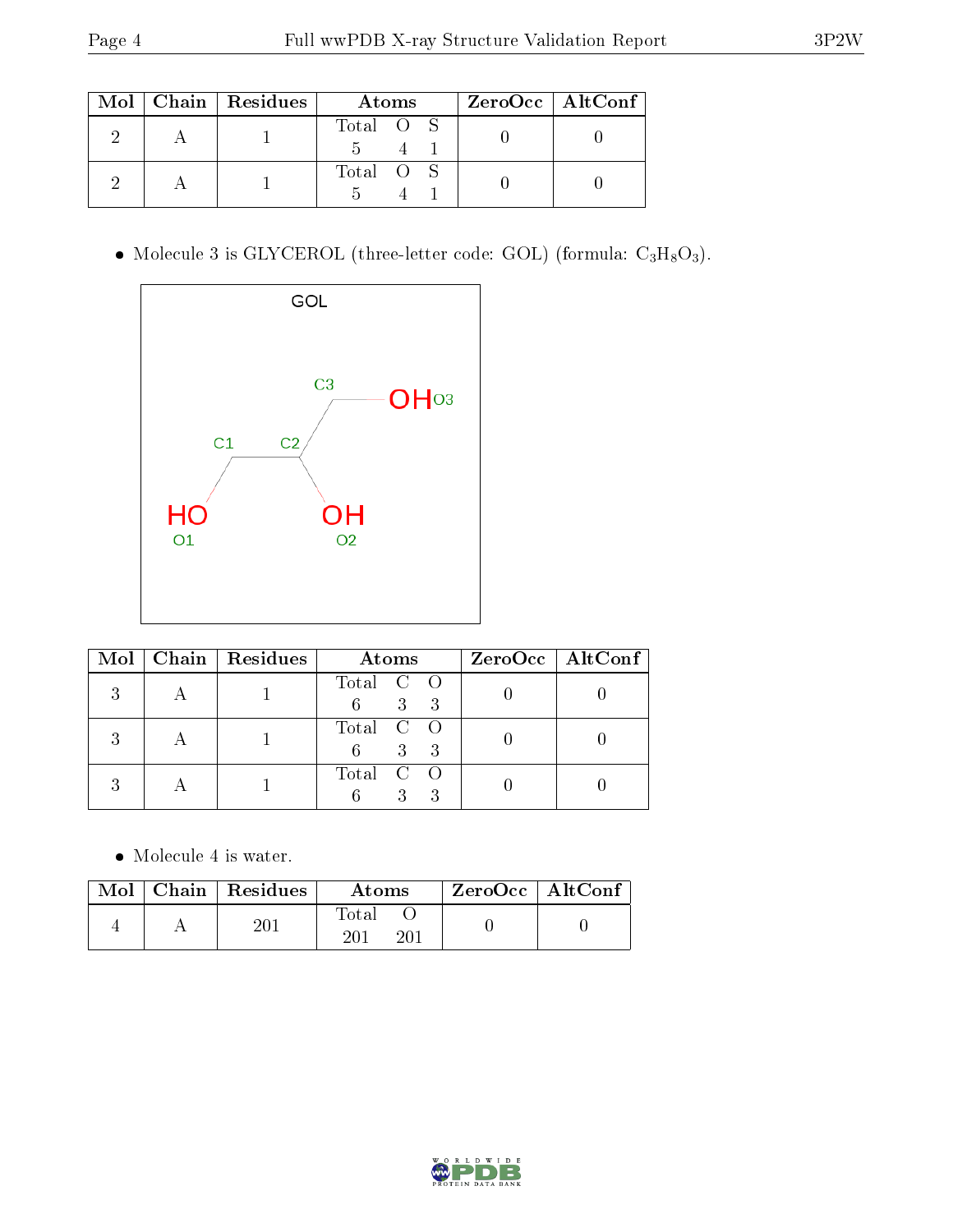| Mol | Chain | Residues | Atoms | | | ZeroOcc | AltConf |
|---|---|---|---|---|---|---|---|
| | | | Total | O | S | | |
| 2 | A | 1 | 5 | 4 | 1 | 0 | 0 |
| 2 | A | 1 | 5 | 4 | 1 | 0 | 0 |

- Molecule 3 is GLYCEROL (three-letter code: GOL) (formula: $C_3H_8O_3$).

| Mol | Chain | Residues | Atoms | | | ZeroOcc | AltConf |
|---|---|---|---|---|---|---|---|
| | | | Total | C | O | | |
| 3 | A | 1 | 6 | 3 | 3 | 0 | 0 |
| 3 | A | 1 | 6 | 3 | 3 | 0 | 0 |
| 3 | A | 1 | 6 | 3 | 3 | 0 | 0 |

- Molecule 4 is water.

| Mol | Chain | Residues | Atoms | | ZeroOcc | AltConf |
|---|---|---|---|---|---|---|
| | | | Total | O | | |
| 4 | A | 201 | 201 | 201 | 0 | 0 |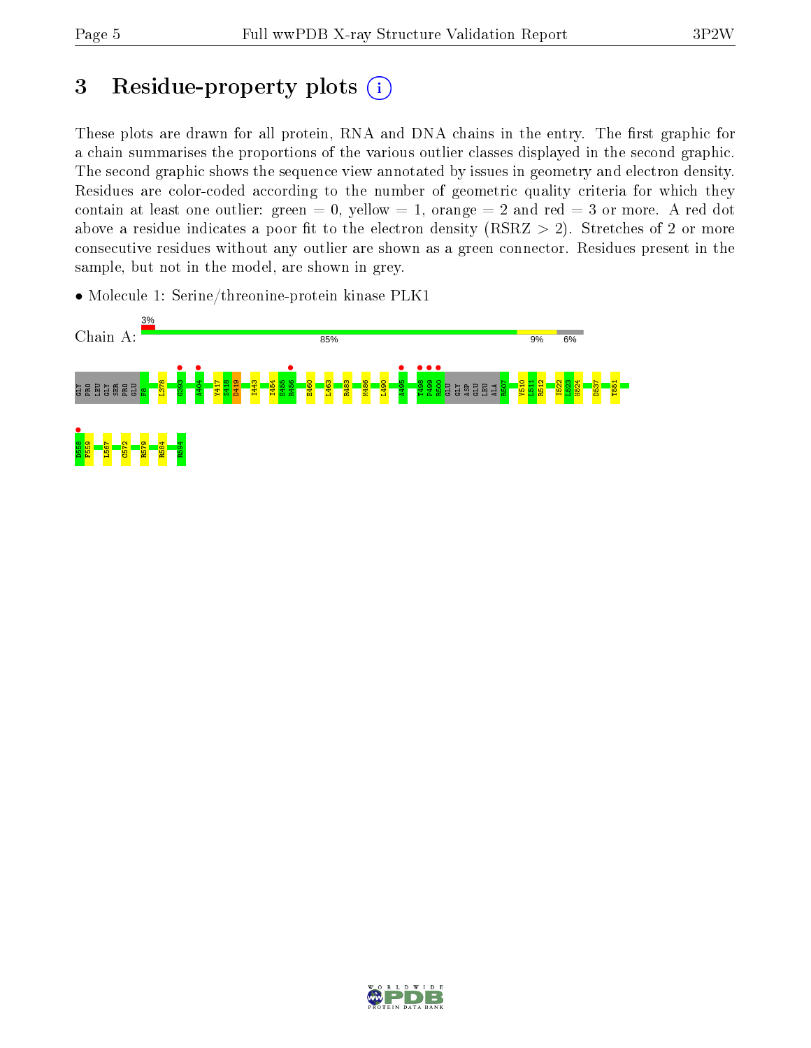# 3 Residue-property plots

These plots are drawn for all protein, RNA and DNA chains in the entry. The first graphic for a chain summarises the proportions of the various outlier classes displayed in the second graphic. The second graphic shows the sequence view annotated by issues in geometry and electron density. Residues are color-coded according to the number of geometric quality criteria for which they contain at least one outlier: green = 0, yellow = 1, orange = 2 and red = 3 or more. A red dot above a residue indicates a poor fit to the electron density (RSRZ > 2). Stretches of 2 or more consecutive residues without any outlier are shown as a green connector. Residues present in the sample, but not in the model, are shown in grey.

- Molecule 1: Serine/threonine-protein kinase PLK1

Chain A: 3% | 85% | 9% | 6%

GLY PRO LEU GLY SER PRO GLU F8 L378 G393 A404 Y417 S418 D419 I443 I454 E455 R456 E460 L463 R483 M486 L490 A495 T498 P499 R500 GLU GLY ASP GLU LEU ALA R507 Y510 L511 R512 I522 L523 H524 D537 T551 D558 F559 L567 C572 R579 R584 N594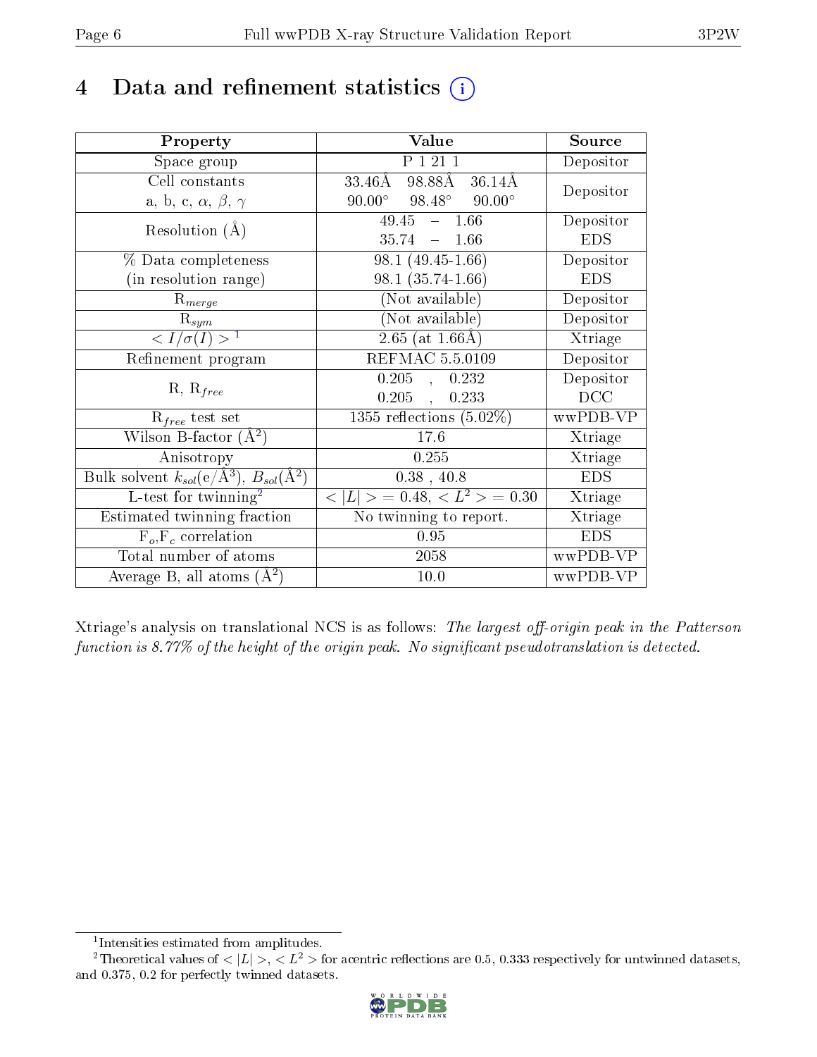# 4 Data and refinement statistics (i)

| Property | Value | Source |
|---|---|---|
| Space group | P 1 21 1 | Depositor |
| Cell constants<br>a, b, c, $\alpha$, $\beta$, $\gamma$ | 33.46Å 98.88Å 36.14Å<br>90.00° 98.48° 90.00° | Depositor |
| Resolution (Å) | 49.45 – 1.66<br>35.74 – 1.66 | Depositor<br>EDS |
| % Data completeness<br>(in resolution range) | 98.1 (49.45-1.66)<br>98.1 (35.74-1.66) | Depositor<br>EDS |
| $R_{merge}$ | (Not available) | Depositor |
| $R_{sym}$ | (Not available) | Depositor |
| $< I/\sigma(I) >$ [1] | 2.65 (at 1.66Å) | Xtriage |
| Refinement program | REFMAC 5.5.0109 | Depositor |
| R, $R_{free}$ | 0.205 , 0.232<br>0.205 , 0.233 | Depositor<br>DCC |
| $R_{free}$ test set | 1355 reflections (5.02%) | wwPDB-VP |
| Wilson B-factor (Å$^2$) | 17.6 | Xtriage |
| Anisotropy | 0.255 | Xtriage |
| Bulk solvent $k_{sol}$(e/Å$^3$), $B_{sol}$(Å$^2$) | 0.38 , 40.8 | EDS |
| L-test for twinning[2] | $< \|L\| >$ = 0.48, $< L^2 >$ = 0.30 | Xtriage |
| Estimated twinning fraction | No twinning to report. | Xtriage |
| $F_o$,$F_c$ correlation | 0.95 | EDS |
| Total number of atoms | 2058 | wwPDB-VP |
| Average B, all atoms (Å$^2$) | 10.0 | wwPDB-VP |

Xtriage's analysis on translational NCS is as follows: *The largest off-origin peak in the Patterson function is 8.77% of the height of the origin peak. No significant pseudotranslation is detected.*

[1] Intensities estimated from amplitudes.

[2] Theoretical values of $< |L| >$, $< L^2 >$ for acentric reflections are 0.5, 0.333 respectively for untwinned datasets, and 0.375, 0.2 for perfectly twinned datasets.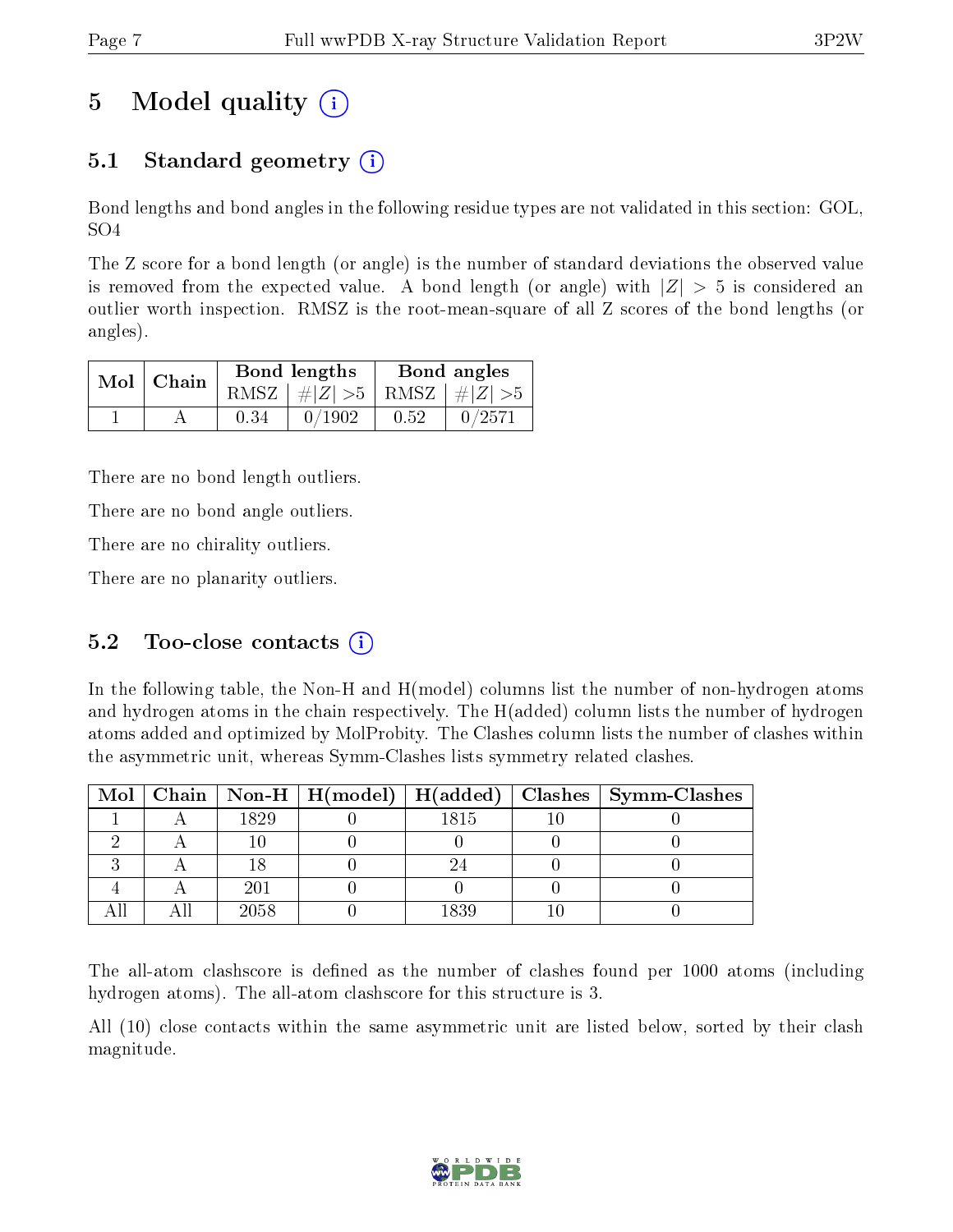# 5 Model quality (i)

## 5.1 Standard geometry (i)

Bond lengths and bond angles in the following residue types are not validated in this section: GOL, SO4

The Z score for a bond length (or angle) is the number of standard deviations the observed value is removed from the expected value. A bond length (or angle) with $|Z| > 5$ is considered an outlier worth inspection. RMSZ is the root-mean-square of all Z scores of the bond lengths (or angles).

| Mol | Chain | Bond lengths | | Bond angles | |
|---|---|---|---|---|---|
| | | RMSZ | $\#\|Z\| > 5$ | RMSZ | $\#\|Z\| > 5$ |
| 1 | A | 0.34 | 0/1902 | 0.52 | 0/2571 |

There are no bond length outliers.

There are no bond angle outliers.

There are no chirality outliers.

There are no planarity outliers.

## 5.2 Too-close contacts (i)

In the following table, the Non-H and H(model) columns list the number of non-hydrogen atoms and hydrogen atoms in the chain respectively. The H(added) column lists the number of hydrogen atoms added and optimized by MolProbity. The Clashes column lists the number of clashes within the asymmetric unit, whereas Symm-Clashes lists symmetry related clashes.

| Mol | Chain | Non-H | H(model) | H(added) | Clashes | Symm-Clashes |
|---|---|---|---|---|---|---|
| 1 | A | 1829 | 0 | 1815 | 10 | 0 |
| 2 | A | 10 | 0 | 0 | 0 | 0 |
| 3 | A | 18 | 0 | 24 | 0 | 0 |
| 4 | A | 201 | 0 | 0 | 0 | 0 |
| All | All | 2058 | 0 | 1839 | 10 | 0 |

The all-atom clashscore is defined as the number of clashes found per 1000 atoms (including hydrogen atoms). The all-atom clashscore for this structure is 3.

All (10) close contacts within the same asymmetric unit are listed below, sorted by their clash magnitude.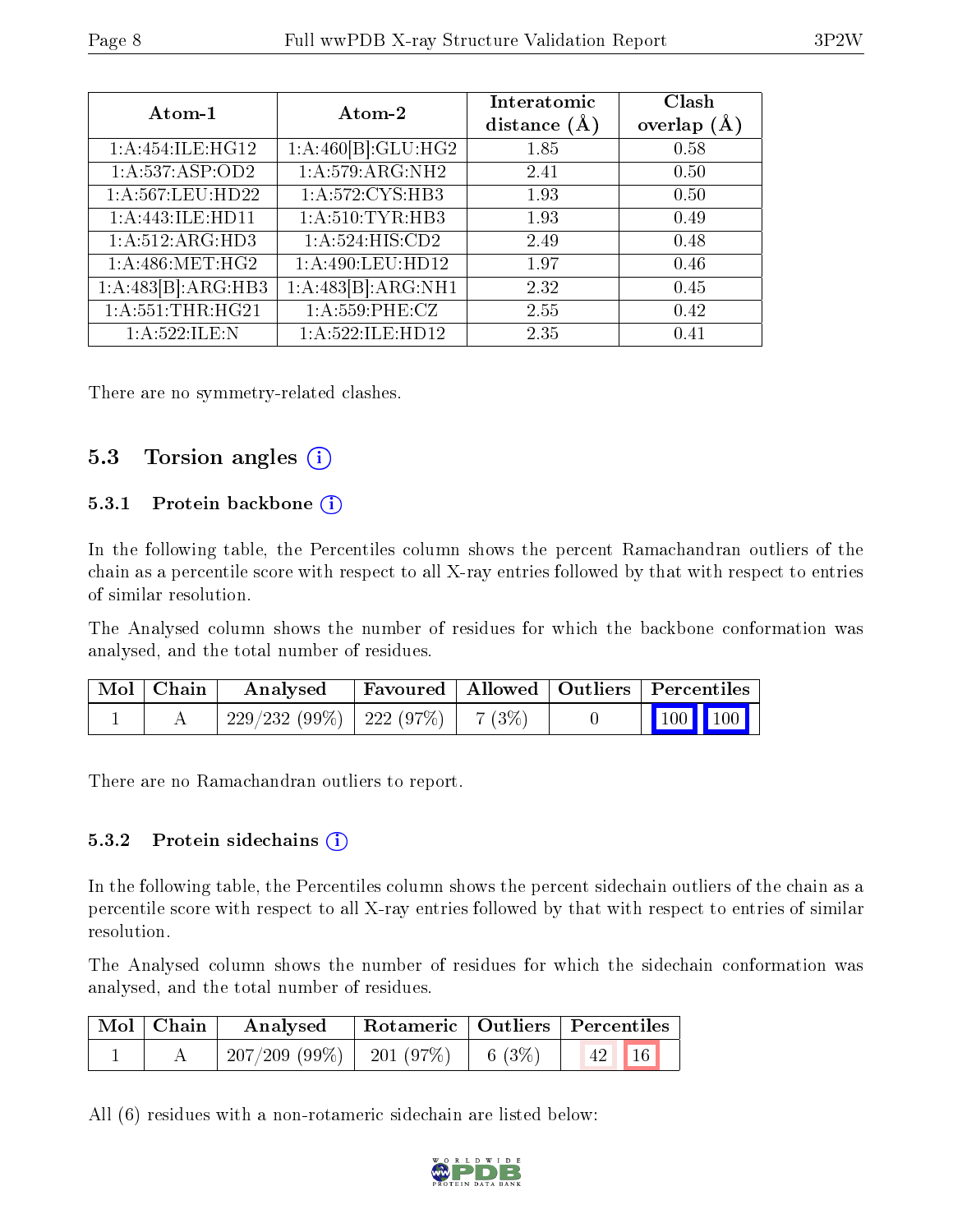| Atom-1 | Atom-2 | Interatomic distance (Å) | Clash overlap (Å) |
|---|---|---|---|
| 1:A:454:ILE:HG12 | 1:A:460[B]:GLU:HG2 | 1.85 | 0.58 |
| 1:A:537:ASP:OD2 | 1:A:579:ARG:NH2 | 2.41 | 0.50 |
| 1:A:567:LEU:HD22 | 1:A:572:CYS:HB3 | 1.93 | 0.50 |
| 1:A:443:ILE:HD11 | 1:A:510:TYR:HB3 | 1.93 | 0.49 |
| 1:A:512:ARG:HD3 | 1:A:524:HIS:CD2 | 2.49 | 0.48 |
| 1:A:486:MET:HG2 | 1:A:490:LEU:HD12 | 1.97 | 0.46 |
| 1:A:483[B]:ARG:HB3 | 1:A:483[B]:ARG:NH1 | 2.32 | 0.45 |
| 1:A:551:THR:HG21 | 1:A:559:PHE:CZ | 2.55 | 0.42 |
| 1:A:522:ILE:N | 1:A:522:ILE:HD12 | 2.35 | 0.41 |

There are no symmetry-related clashes.

## 5.3 Torsion angles

### 5.3.1 Protein backbone

In the following table, the Percentiles column shows the percent Ramachandran outliers of the chain as a percentile score with respect to all X-ray entries followed by that with respect to entries of similar resolution.

The Analysed column shows the number of residues for which the backbone conformation was analysed, and the total number of residues.

| Mol | Chain | Analysed | Favoured | Allowed | Outliers | Percentiles | |
|---|---|---|---|---|---|---|---|
| 1 | A | 229/232 (99%) | 222 (97%) | 7 (3%) | 0 | 100 | 100 |

There are no Ramachandran outliers to report.

### 5.3.2 Protein sidechains

In the following table, the Percentiles column shows the percent sidechain outliers of the chain as a percentile score with respect to all X-ray entries followed by that with respect to entries of similar resolution.

The Analysed column shows the number of residues for which the sidechain conformation was analysed, and the total number of residues.

| Mol | Chain | Analysed | Rotameric | Outliers | Percentiles | |
|---|---|---|---|---|---|---|
| 1 | A | 207/209 (99%) | 201 (97%) | 6 (3%) | 42 | 16 |

All (6) residues with a non-rotameric sidechain are listed below: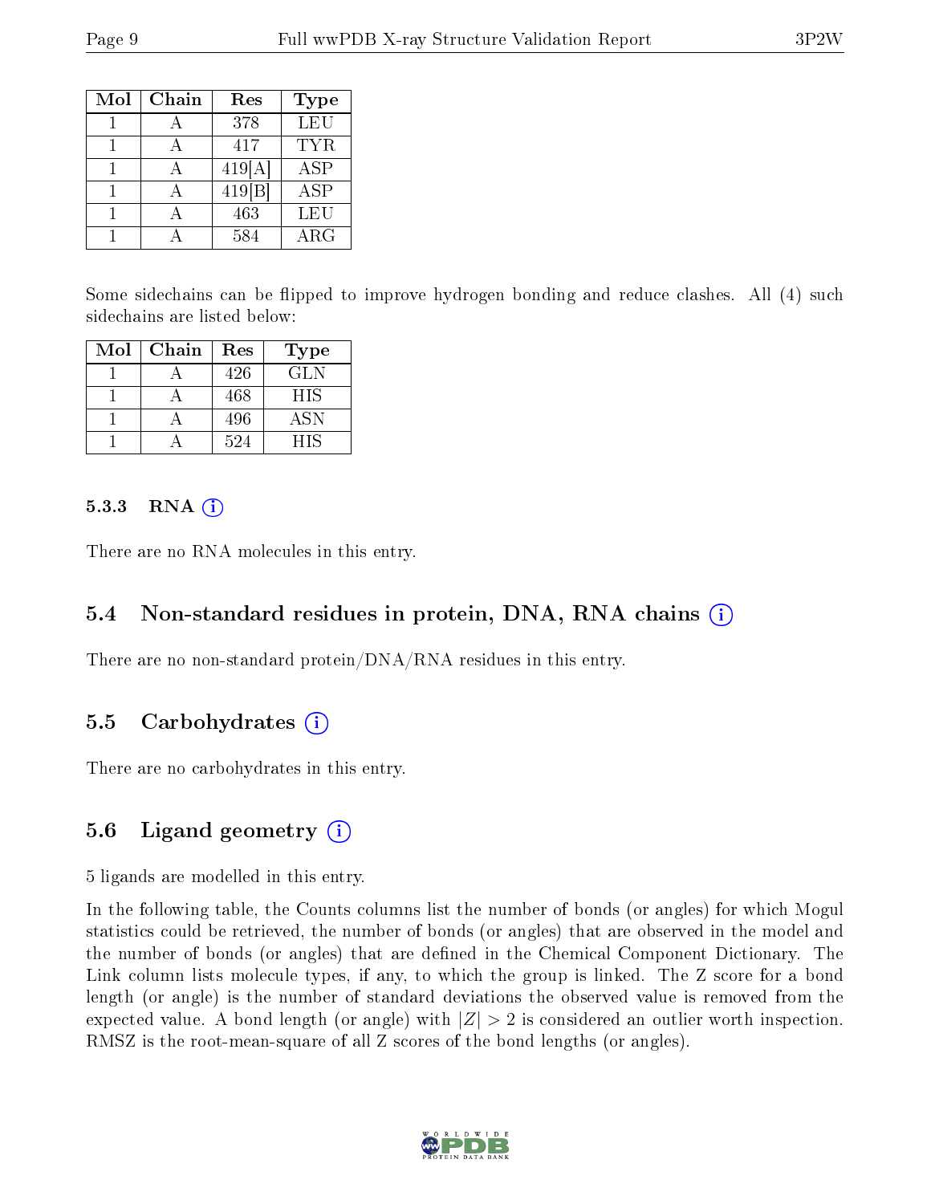| Mol | Chain | Res | Type |
|---|---|---|---|
| 1 | A | 378 | LEU |
| 1 | A | 417 | TYR |
| 1 | A | 419[A] | ASP |
| 1 | A | 419[B] | ASP |
| 1 | A | 463 | LEU |
| 1 | A | 584 | ARG |

Some sidechains can be flipped to improve hydrogen bonding and reduce clashes. All (4) such sidechains are listed below:

| Mol | Chain | Res | Type |
|---|---|---|---|
| 1 | A | 426 | GLN |
| 1 | A | 468 | HIS |
| 1 | A | 496 | ASN |
| 1 | A | 524 | HIS |

### 5.3.3 RNA (i)

There are no RNA molecules in this entry.

## 5.4 Non-standard residues in protein, DNA, RNA chains (i)

There are no non-standard protein/DNA/RNA residues in this entry.

## 5.5 Carbohydrates (i)

There are no carbohydrates in this entry.

## 5.6 Ligand geometry (i)

5 ligands are modelled in this entry.

In the following table, the Counts columns list the number of bonds (or angles) for which Mogul statistics could be retrieved, the number of bonds (or angles) that are observed in the model and the number of bonds (or angles) that are defined in the Chemical Component Dictionary. The Link column lists molecule types, if any, to which the group is linked. The Z score for a bond length (or angle) is the number of standard deviations the observed value is removed from the expected value. A bond length (or angle) with $|Z| > 2$ is considered an outlier worth inspection. RMSZ is the root-mean-square of all Z scores of the bond lengths (or angles).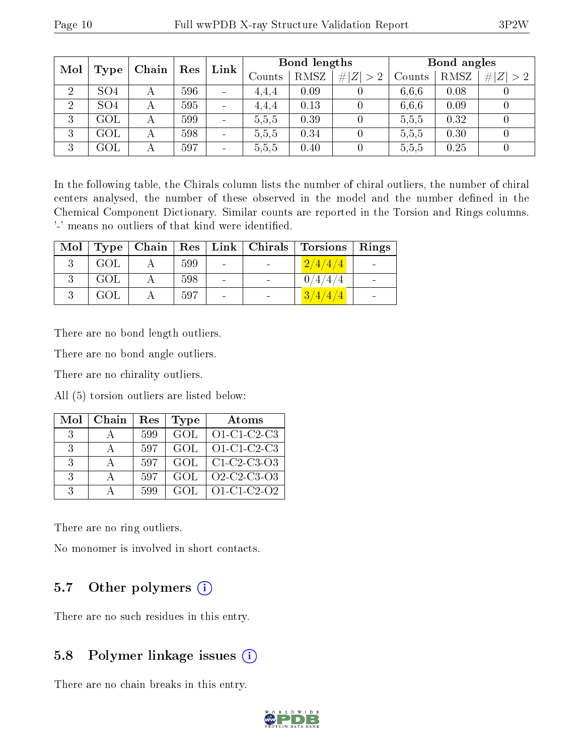| Mol | Type | Chain | Res | Link | Bond lengths | | | Bond angles | | |
|---|---|---|---|---|---|---|---|---|---|---|
| | | | | | Counts | RMSZ | $\#\|Z\|>2$ | Counts | RMSZ | $\#\|Z\|>2$ |
| 2 | SO4 | A | 596 | - | 4,4,4 | 0.09 | 0 | 6,6,6 | 0.08 | 0 |
| 2 | SO4 | A | 595 | - | 4,4,4 | 0.13 | 0 | 6,6,6 | 0.09 | 0 |
| 3 | GOL | A | 599 | - | 5,5,5 | 0.39 | 0 | 5,5,5 | 0.32 | 0 |
| 3 | GOL | A | 598 | - | 5,5,5 | 0.34 | 0 | 5,5,5 | 0.30 | 0 |
| 3 | GOL | A | 597 | - | 5,5,5 | 0.40 | 0 | 5,5,5 | 0.25 | 0 |

In the following table, the Chirals column lists the number of chiral outliers, the number of chiral centers analysed, the number of these observed in the model and the number defined in the Chemical Component Dictionary. Similar counts are reported in the Torsion and Rings columns. '-' means no outliers of that kind were identified.

| Mol | Type | Chain | Res | Link | Chirals | Torsions | Rings |
|---|---|---|---|---|---|---|---|
| 3 | GOL | A | 599 | - | - | 2/4/4/4 | - |
| 3 | GOL | A | 598 | - | - | 0/4/4/4 | - |
| 3 | GOL | A | 597 | - | - | 3/4/4/4 | - |

There are no bond length outliers.

There are no bond angle outliers.

There are no chirality outliers.

All (5) torsion outliers are listed below:

| Mol | Chain | Res | Type | Atoms |
|---|---|---|---|---|
| 3 | A | 599 | GOL | O1-C1-C2-C3 |
| 3 | A | 597 | GOL | O1-C1-C2-C3 |
| 3 | A | 597 | GOL | C1-C2-C3-O3 |
| 3 | A | 597 | GOL | O2-C2-C3-O3 |
| 3 | A | 599 | GOL | O1-C1-C2-O2 |

There are no ring outliers.

No monomer is involved in short contacts.

## 5.7 Other polymers

There are no such residues in this entry.

## 5.8 Polymer linkage issues

There are no chain breaks in this entry.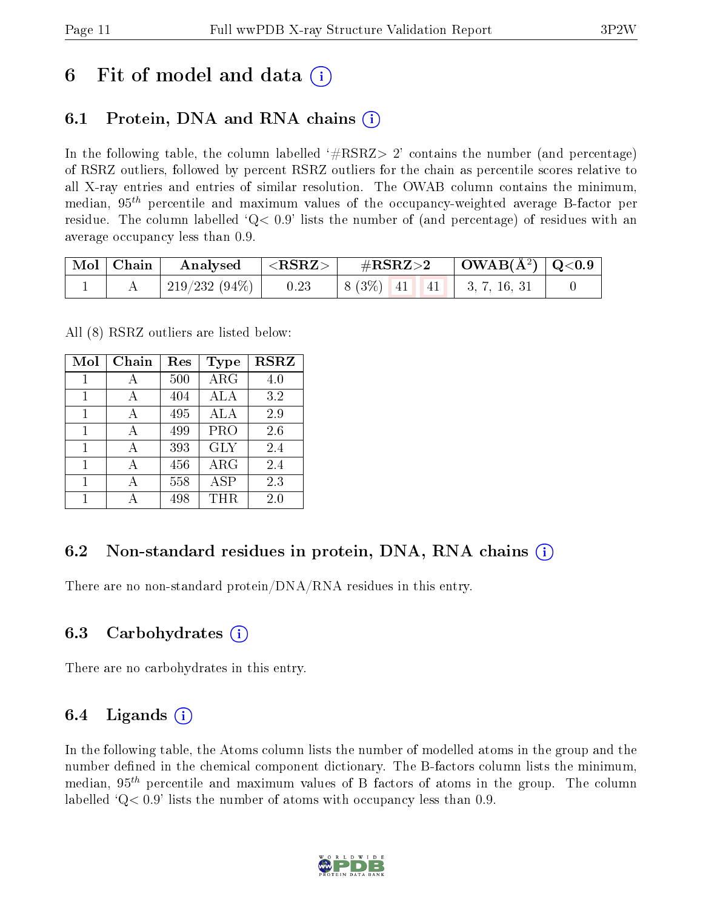# 6 Fit of model and data

## 6.1 Protein, DNA and RNA chains

In the following table, the column labelled '#RSRZ> 2' contains the number (and percentage) of RSRZ outliers, followed by percent RSRZ outliers for the chain as percentile scores relative to all X-ray entries and entries of similar resolution. The OWAB column contains the minimum, median, $95^{th}$ percentile and maximum values of the occupancy-weighted average B-factor per residue. The column labelled 'Q< 0.9' lists the number of (and percentage) of residues with an average occupancy less than 0.9.

| Mol | Chain | Analysed | <RSRZ> | #RSRZ>2 | | | OWAB(Å$^2$) | Q<0.9 |
|---|---|---|---|---|---|---|---|---|
| 1 | A | 219/232 (94%) | 0.23 | 8 (3%) | 41 | 41 | 3, 7, 16, 31 | 0 |

All (8) RSRZ outliers are listed below:

| Mol | Chain | Res | Type | RSRZ |
|---|---|---|---|---|
| 1 | A | 500 | ARG | 4.0 |
| 1 | A | 404 | ALA | 3.2 |
| 1 | A | 495 | ALA | 2.9 |
| 1 | A | 499 | PRO | 2.6 |
| 1 | A | 393 | GLY | 2.4 |
| 1 | A | 456 | ARG | 2.4 |
| 1 | A | 558 | ASP | 2.3 |
| 1 | A | 498 | THR | 2.0 |

## 6.2 Non-standard residues in protein, DNA, RNA chains

There are no non-standard protein/DNA/RNA residues in this entry.

## 6.3 Carbohydrates

There are no carbohydrates in this entry.

## 6.4 Ligands

In the following table, the Atoms column lists the number of modelled atoms in the group and the number defined in the chemical component dictionary. The B-factors column lists the minimum, median, $95^{th}$ percentile and maximum values of B factors of atoms in the group. The column labelled 'Q< 0.9' lists the number of atoms with occupancy less than 0.9.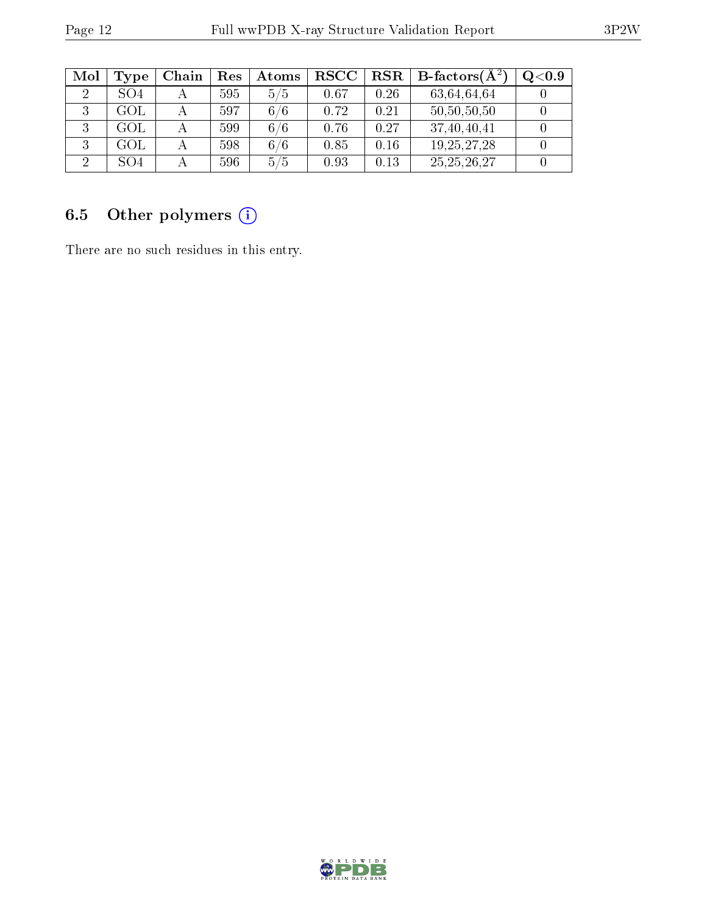| Mol | Type | Chain | Res | Atoms | RSCC | RSR | B-factors($Å^2$) | Q<0.9 |
|---|---|---|---|---|---|---|---|---|
| 2 | SO4 | A | 595 | 5/5 | 0.67 | 0.26 | 63,64,64,64 | 0 |
| 3 | GOL | A | 597 | 6/6 | 0.72 | 0.21 | 50,50,50,50 | 0 |
| 3 | GOL | A | 599 | 6/6 | 0.76 | 0.27 | 37,40,40,41 | 0 |
| 3 | GOL | A | 598 | 6/6 | 0.85 | 0.16 | 19,25,27,28 | 0 |
| 2 | SO4 | A | 596 | 5/5 | 0.93 | 0.13 | 25,25,26,27 | 0 |

### 6.5 Other polymers (i)

There are no such residues in this entry.